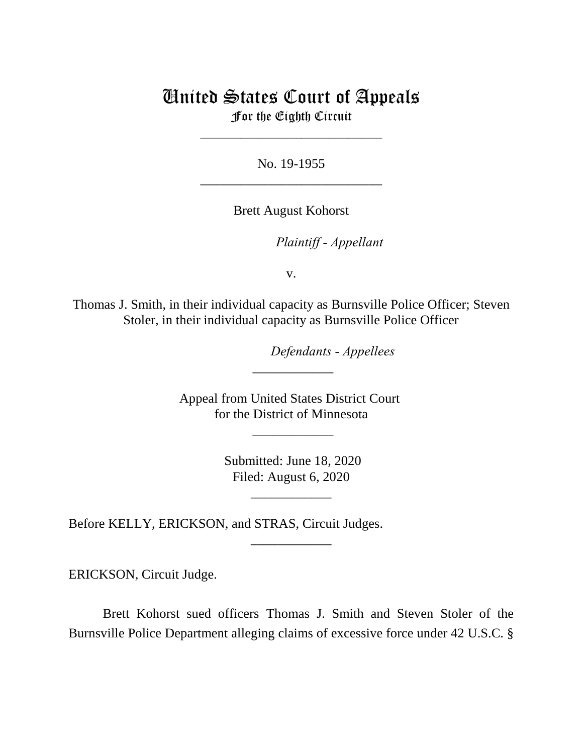# United States Court of Appeals
## For the Eighth Circuit

\_\_\_\_\_\_\_\_\_\_\_\_\_\_\_\_\_\_\_\_\_\_\_\_\_\_\_

No. 19-1955

\_\_\_\_\_\_\_\_\_\_\_\_\_\_\_\_\_\_\_\_\_\_\_\_\_\_\_

Brett August Kohorst

*Plaintiff - Appellant*

v.

Thomas J. Smith, in their individual capacity as Burnsville Police Officer; Steven Stoler, in their individual capacity as Burnsville Police Officer

*Defendants - Appellees*

\_\_\_\_\_\_\_\_\_\_\_\_

Appeal from United States District Court
for the District of Minnesota

\_\_\_\_\_\_\_\_\_\_\_\_

Submitted: June 18, 2020
Filed: August 6, 2020

\_\_\_\_\_\_\_\_\_\_\_\_

Before KELLY, ERICKSON, and STRAS, Circuit Judges.

\_\_\_\_\_\_\_\_\_\_\_\_

ERICKSON, Circuit Judge.

Brett Kohorst sued officers Thomas J. Smith and Steven Stoler of the Burnsville Police Department alleging claims of excessive force under 42 U.S.C. §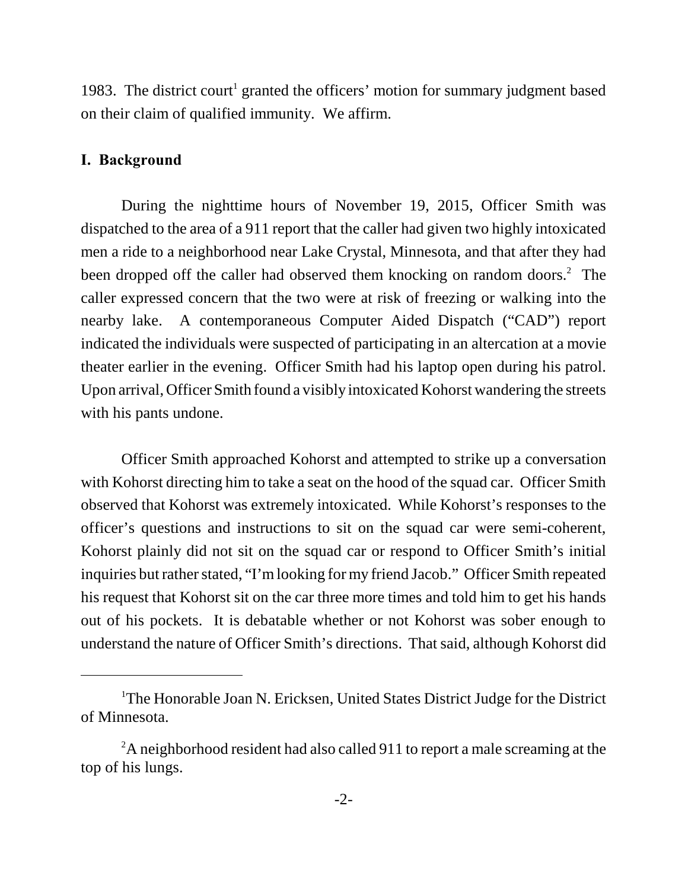1983. The district court[1] granted the officers' motion for summary judgment based on their claim of qualified immunity. We affirm.

## I. Background

During the nighttime hours of November 19, 2015, Officer Smith was dispatched to the area of a 911 report that the caller had given two highly intoxicated men a ride to a neighborhood near Lake Crystal, Minnesota, and that after they had been dropped off the caller had observed them knocking on random doors.[2] The caller expressed concern that the two were at risk of freezing or walking into the nearby lake. A contemporaneous Computer Aided Dispatch ("CAD") report indicated the individuals were suspected of participating in an altercation at a movie theater earlier in the evening. Officer Smith had his laptop open during his patrol. Upon arrival, Officer Smith found a visibly intoxicated Kohorst wandering the streets with his pants undone.

Officer Smith approached Kohorst and attempted to strike up a conversation with Kohorst directing him to take a seat on the hood of the squad car. Officer Smith observed that Kohorst was extremely intoxicated. While Kohorst's responses to the officer's questions and instructions to sit on the squad car were semi-coherent, Kohorst plainly did not sit on the squad car or respond to Officer Smith's initial inquiries but rather stated, "I'm looking for my friend Jacob." Officer Smith repeated his request that Kohorst sit on the car three more times and told him to get his hands out of his pockets. It is debatable whether or not Kohorst was sober enough to understand the nature of Officer Smith's directions. That said, although Kohorst did

---

[1] The Honorable Joan N. Ericksen, United States District Judge for the District of Minnesota.

[2] A neighborhood resident had also called 911 to report a male screaming at the top of his lungs.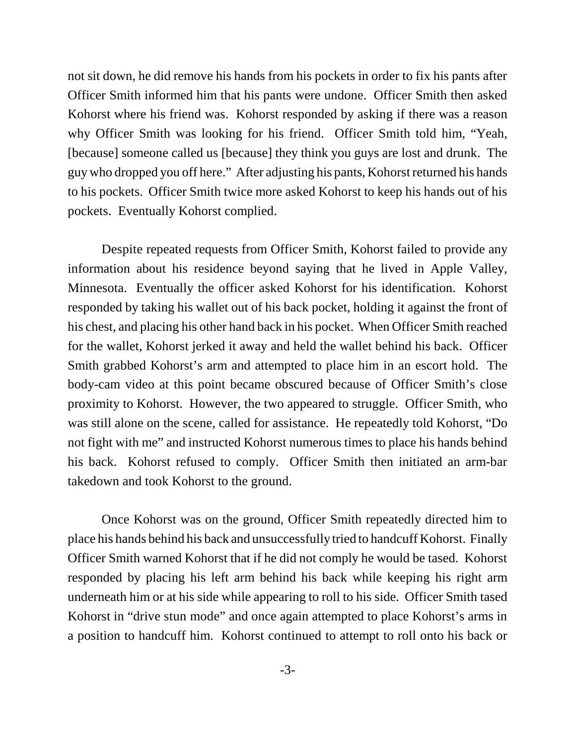not sit down, he did remove his hands from his pockets in order to fix his pants after Officer Smith informed him that his pants were undone. Officer Smith then asked Kohorst where his friend was. Kohorst responded by asking if there was a reason why Officer Smith was looking for his friend. Officer Smith told him, "Yeah, [because] someone called us [because] they think you guys are lost and drunk. The guy who dropped you off here." After adjusting his pants, Kohorst returned his hands to his pockets. Officer Smith twice more asked Kohorst to keep his hands out of his pockets. Eventually Kohorst complied.

Despite repeated requests from Officer Smith, Kohorst failed to provide any information about his residence beyond saying that he lived in Apple Valley, Minnesota. Eventually the officer asked Kohorst for his identification. Kohorst responded by taking his wallet out of his back pocket, holding it against the front of his chest, and placing his other hand back in his pocket. When Officer Smith reached for the wallet, Kohorst jerked it away and held the wallet behind his back. Officer Smith grabbed Kohorst's arm and attempted to place him in an escort hold. The body-cam video at this point became obscured because of Officer Smith's close proximity to Kohorst. However, the two appeared to struggle. Officer Smith, who was still alone on the scene, called for assistance. He repeatedly told Kohorst, "Do not fight with me" and instructed Kohorst numerous times to place his hands behind his back. Kohorst refused to comply. Officer Smith then initiated an arm-bar takedown and took Kohorst to the ground.

Once Kohorst was on the ground, Officer Smith repeatedly directed him to place his hands behind his back and unsuccessfully tried to handcuff Kohorst. Finally Officer Smith warned Kohorst that if he did not comply he would be tased. Kohorst responded by placing his left arm behind his back while keeping his right arm underneath him or at his side while appearing to roll to his side. Officer Smith tased Kohorst in "drive stun mode" and once again attempted to place Kohorst's arms in a position to handcuff him. Kohorst continued to attempt to roll onto his back or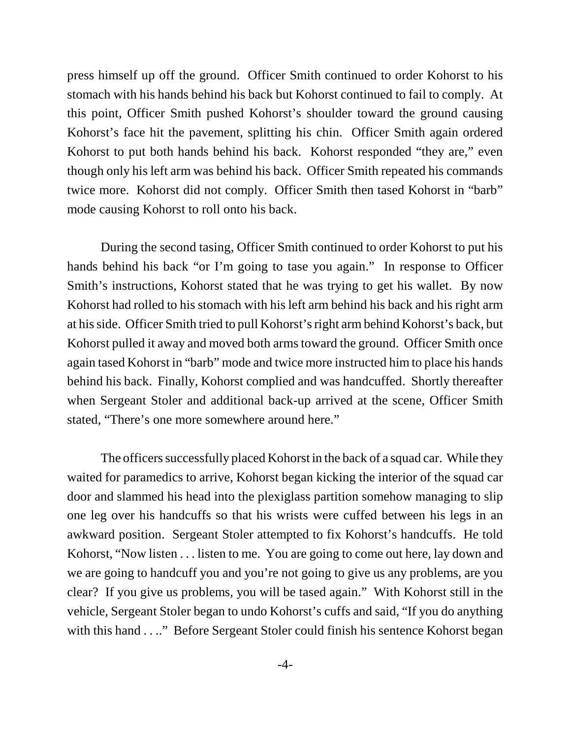press himself up off the ground. Officer Smith continued to order Kohorst to his stomach with his hands behind his back but Kohorst continued to fail to comply. At this point, Officer Smith pushed Kohorst's shoulder toward the ground causing Kohorst's face hit the pavement, splitting his chin. Officer Smith again ordered Kohorst to put both hands behind his back. Kohorst responded "they are," even though only his left arm was behind his back. Officer Smith repeated his commands twice more. Kohorst did not comply. Officer Smith then tased Kohorst in "barb" mode causing Kohorst to roll onto his back.

During the second tasing, Officer Smith continued to order Kohorst to put his hands behind his back "or I'm going to tase you again." In response to Officer Smith's instructions, Kohorst stated that he was trying to get his wallet. By now Kohorst had rolled to his stomach with his left arm behind his back and his right arm at his side. Officer Smith tried to pull Kohorst's right arm behind Kohorst's back, but Kohorst pulled it away and moved both arms toward the ground. Officer Smith once again tased Kohorst in "barb" mode and twice more instructed him to place his hands behind his back. Finally, Kohorst complied and was handcuffed. Shortly thereafter when Sergeant Stoler and additional back-up arrived at the scene, Officer Smith stated, "There's one more somewhere around here."

The officers successfully placed Kohorst in the back of a squad car. While they waited for paramedics to arrive, Kohorst began kicking the interior of the squad car door and slammed his head into the plexiglass partition somehow managing to slip one leg over his handcuffs so that his wrists were cuffed between his legs in an awkward position. Sergeant Stoler attempted to fix Kohorst's handcuffs. He told Kohorst, "Now listen . . . listen to me. You are going to come out here, lay down and we are going to handcuff you and you're not going to give us any problems, are you clear? If you give us problems, you will be tased again." With Kohorst still in the vehicle, Sergeant Stoler began to undo Kohorst's cuffs and said, "If you do anything with this hand . . .." Before Sergeant Stoler could finish his sentence Kohorst began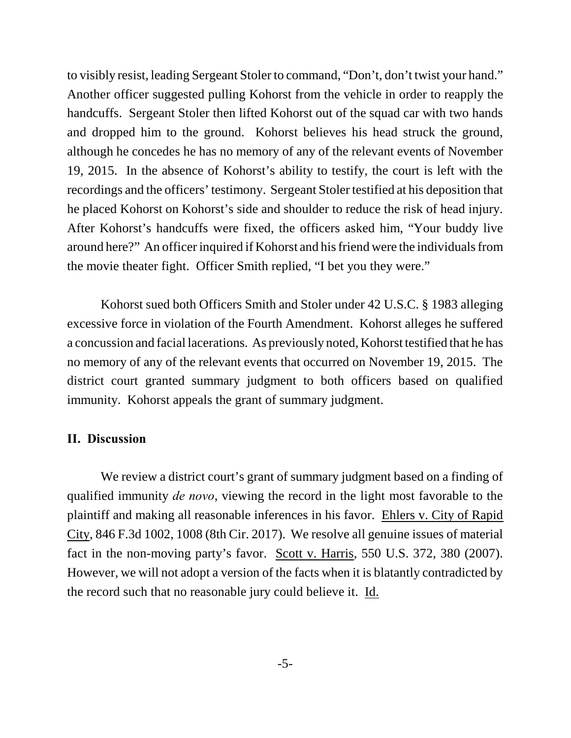to visibly resist, leading Sergeant Stoler to command, "Don't, don't twist your hand." Another officer suggested pulling Kohorst from the vehicle in order to reapply the handcuffs. Sergeant Stoler then lifted Kohorst out of the squad car with two hands and dropped him to the ground. Kohorst believes his head struck the ground, although he concedes he has no memory of any of the relevant events of November 19, 2015. In the absence of Kohorst's ability to testify, the court is left with the recordings and the officers' testimony. Sergeant Stoler testified at his deposition that he placed Kohorst on Kohorst's side and shoulder to reduce the risk of head injury. After Kohorst's handcuffs were fixed, the officers asked him, "Your buddy live around here?" An officer inquired if Kohorst and his friend were the individuals from the movie theater fight. Officer Smith replied, "I bet you they were."

Kohorst sued both Officers Smith and Stoler under 42 U.S.C. § 1983 alleging excessive force in violation of the Fourth Amendment. Kohorst alleges he suffered a concussion and facial lacerations. As previously noted, Kohorst testified that he has no memory of any of the relevant events that occurred on November 19, 2015. The district court granted summary judgment to both officers based on qualified immunity. Kohorst appeals the grant of summary judgment.

## II. Discussion

We review a district court's grant of summary judgment based on a finding of qualified immunity *de novo*, viewing the record in the light most favorable to the plaintiff and making all reasonable inferences in his favor. Ehlers v. City of Rapid City, 846 F.3d 1002, 1008 (8th Cir. 2017). We resolve all genuine issues of material fact in the non-moving party's favor. Scott v. Harris, 550 U.S. 372, 380 (2007). However, we will not adopt a version of the facts when it is blatantly contradicted by the record such that no reasonable jury could believe it. Id.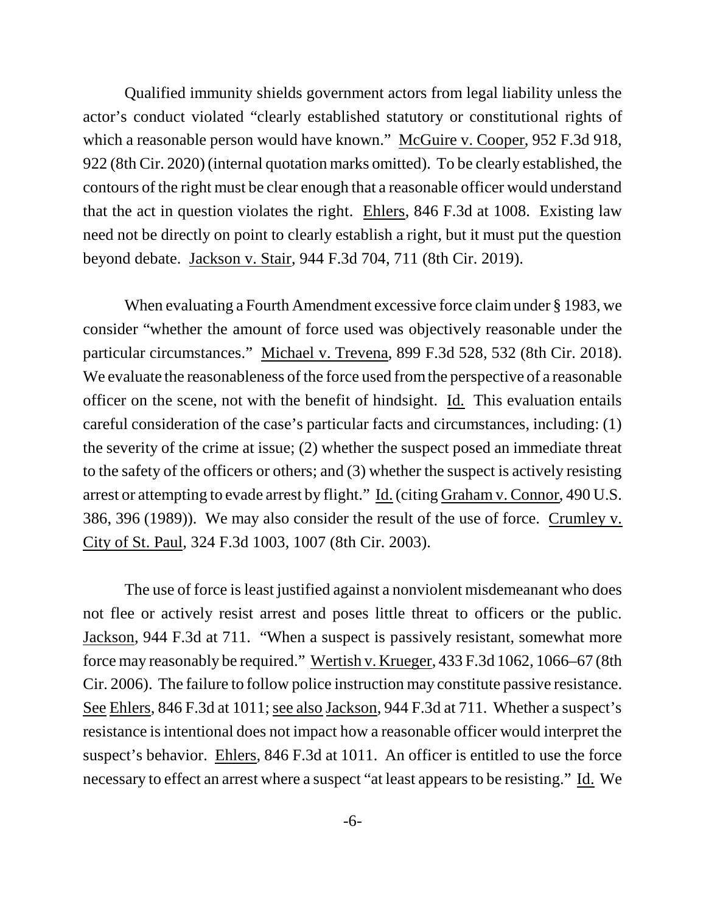Qualified immunity shields government actors from legal liability unless the actor's conduct violated "clearly established statutory or constitutional rights of which a reasonable person would have known." McGuire v. Cooper, 952 F.3d 918, 922 (8th Cir. 2020) (internal quotation marks omitted). To be clearly established, the contours of the right must be clear enough that a reasonable officer would understand that the act in question violates the right. Ehlers, 846 F.3d at 1008. Existing law need not be directly on point to clearly establish a right, but it must put the question beyond debate. Jackson v. Stair, 944 F.3d 704, 711 (8th Cir. 2019).

When evaluating a Fourth Amendment excessive force claim under § 1983, we consider "whether the amount of force used was objectively reasonable under the particular circumstances." Michael v. Trevena, 899 F.3d 528, 532 (8th Cir. 2018). We evaluate the reasonableness of the force used from the perspective of a reasonable officer on the scene, not with the benefit of hindsight. Id. This evaluation entails careful consideration of the case's particular facts and circumstances, including: (1) the severity of the crime at issue; (2) whether the suspect posed an immediate threat to the safety of the officers or others; and (3) whether the suspect is actively resisting arrest or attempting to evade arrest by flight." Id. (citing Graham v. Connor, 490 U.S. 386, 396 (1989)). We may also consider the result of the use of force. Crumley v. City of St. Paul, 324 F.3d 1003, 1007 (8th Cir. 2003).

The use of force is least justified against a nonviolent misdemeanant who does not flee or actively resist arrest and poses little threat to officers or the public. Jackson, 944 F.3d at 711. "When a suspect is passively resistant, somewhat more force may reasonably be required." Wertish v. Krueger, 433 F.3d 1062, 1066–67 (8th Cir. 2006). The failure to follow police instruction may constitute passive resistance. See Ehlers, 846 F.3d at 1011; see also Jackson, 944 F.3d at 711. Whether a suspect's resistance is intentional does not impact how a reasonable officer would interpret the suspect's behavior. Ehlers, 846 F.3d at 1011. An officer is entitled to use the force necessary to effect an arrest where a suspect "at least appears to be resisting." Id. We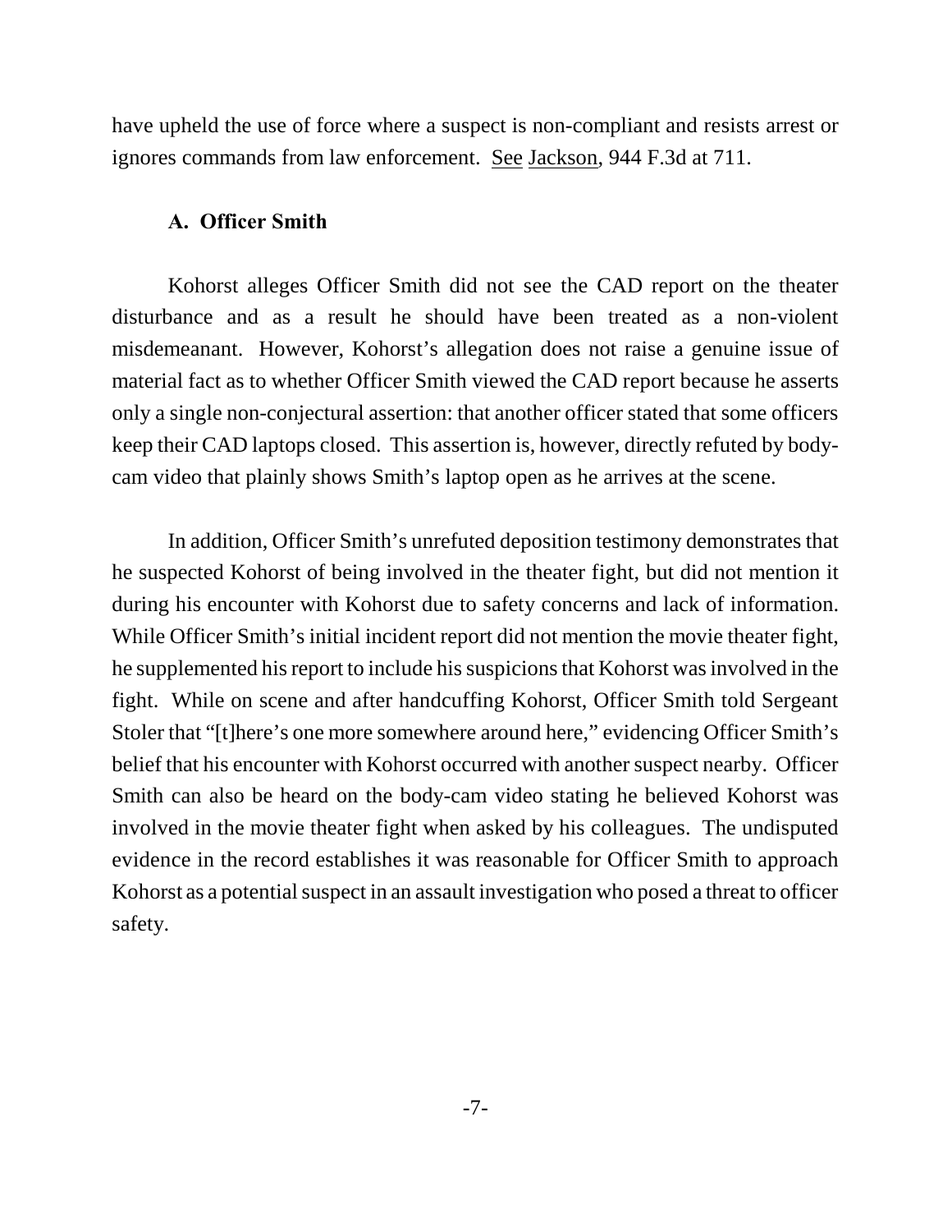have upheld the use of force where a suspect is non-compliant and resists arrest or ignores commands from law enforcement. See Jackson, 944 F.3d at 711.

### A. Officer Smith

Kohorst alleges Officer Smith did not see the CAD report on the theater disturbance and as a result he should have been treated as a non-violent misdemeanant. However, Kohorst's allegation does not raise a genuine issue of material fact as to whether Officer Smith viewed the CAD report because he asserts only a single non-conjectural assertion: that another officer stated that some officers keep their CAD laptops closed. This assertion is, however, directly refuted by body-cam video that plainly shows Smith's laptop open as he arrives at the scene.

In addition, Officer Smith's unrefuted deposition testimony demonstrates that he suspected Kohorst of being involved in the theater fight, but did not mention it during his encounter with Kohorst due to safety concerns and lack of information. While Officer Smith's initial incident report did not mention the movie theater fight, he supplemented his report to include his suspicions that Kohorst was involved in the fight. While on scene and after handcuffing Kohorst, Officer Smith told Sergeant Stoler that "[t]here's one more somewhere around here," evidencing Officer Smith's belief that his encounter with Kohorst occurred with another suspect nearby. Officer Smith can also be heard on the body-cam video stating he believed Kohorst was involved in the movie theater fight when asked by his colleagues. The undisputed evidence in the record establishes it was reasonable for Officer Smith to approach Kohorst as a potential suspect in an assault investigation who posed a threat to officer safety.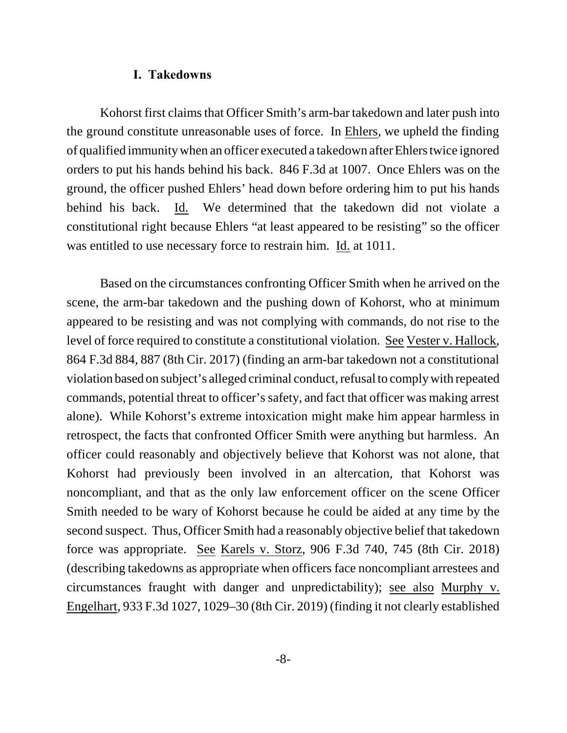## I. Takedowns

Kohorst first claims that Officer Smith's arm-bar takedown and later push into the ground constitute unreasonable uses of force. In Ehlers, we upheld the finding of qualified immunity when an officer executed a takedown after Ehlers twice ignored orders to put his hands behind his back. 846 F.3d at 1007. Once Ehlers was on the ground, the officer pushed Ehlers' head down before ordering him to put his hands behind his back. Id. We determined that the takedown did not violate a constitutional right because Ehlers "at least appeared to be resisting" so the officer was entitled to use necessary force to restrain him. Id. at 1011.

Based on the circumstances confronting Officer Smith when he arrived on the scene, the arm-bar takedown and the pushing down of Kohorst, who at minimum appeared to be resisting and was not complying with commands, do not rise to the level of force required to constitute a constitutional violation. See Vester v. Hallock, 864 F.3d 884, 887 (8th Cir. 2017) (finding an arm-bar takedown not a constitutional violation based on subject's alleged criminal conduct, refusal to comply with repeated commands, potential threat to officer's safety, and fact that officer was making arrest alone). While Kohorst's extreme intoxication might make him appear harmless in retrospect, the facts that confronted Officer Smith were anything but harmless. An officer could reasonably and objectively believe that Kohorst was not alone, that Kohorst had previously been involved in an altercation, that Kohorst was noncompliant, and that as the only law enforcement officer on the scene Officer Smith needed to be wary of Kohorst because he could be aided at any time by the second suspect. Thus, Officer Smith had a reasonably objective belief that takedown force was appropriate. See Karels v. Storz, 906 F.3d 740, 745 (8th Cir. 2018) (describing takedowns as appropriate when officers face noncompliant arrestees and circumstances fraught with danger and unpredictability); see also Murphy v. Engelhart, 933 F.3d 1027, 1029–30 (8th Cir. 2019) (finding it not clearly established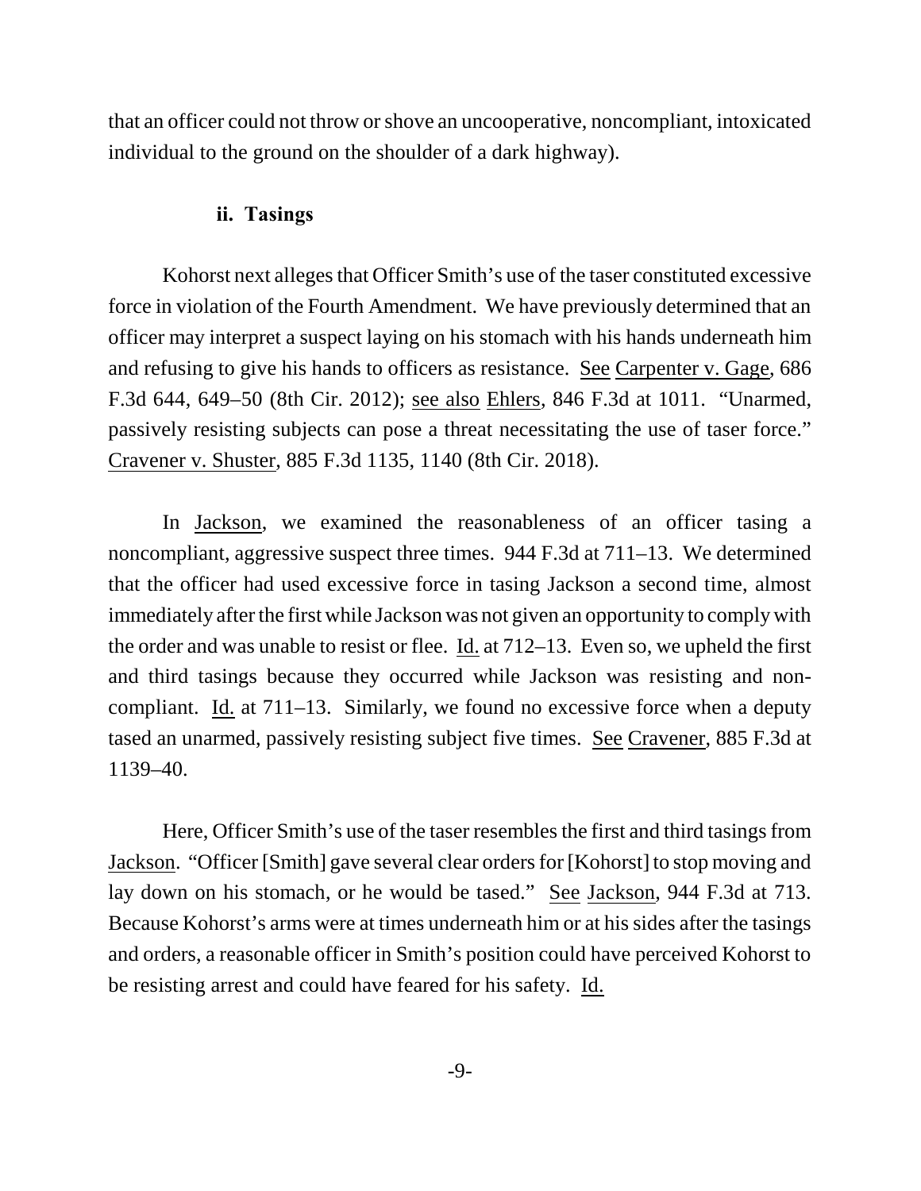that an officer could not throw or shove an uncooperative, noncompliant, intoxicated individual to the ground on the shoulder of a dark highway).

#### ii. Tasings

Kohorst next alleges that Officer Smith's use of the taser constituted excessive force in violation of the Fourth Amendment. We have previously determined that an officer may interpret a suspect laying on his stomach with his hands underneath him and refusing to give his hands to officers as resistance. See Carpenter v. Gage, 686 F.3d 644, 649–50 (8th Cir. 2012); see also Ehlers, 846 F.3d at 1011. "Unarmed, passively resisting subjects can pose a threat necessitating the use of taser force." Cravener v. Shuster, 885 F.3d 1135, 1140 (8th Cir. 2018).

In Jackson, we examined the reasonableness of an officer tasing a noncompliant, aggressive suspect three times. 944 F.3d at 711–13. We determined that the officer had used excessive force in tasing Jackson a second time, almost immediately after the first while Jackson was not given an opportunity to comply with the order and was unable to resist or flee. Id. at 712–13. Even so, we upheld the first and third tasings because they occurred while Jackson was resisting and non-compliant. Id. at 711–13. Similarly, we found no excessive force when a deputy tased an unarmed, passively resisting subject five times. See Cravener, 885 F.3d at 1139–40.

Here, Officer Smith's use of the taser resembles the first and third tasings from Jackson. "Officer [Smith] gave several clear orders for [Kohorst] to stop moving and lay down on his stomach, or he would be tased." See Jackson, 944 F.3d at 713. Because Kohorst's arms were at times underneath him or at his sides after the tasings and orders, a reasonable officer in Smith's position could have perceived Kohorst to be resisting arrest and could have feared for his safety. Id.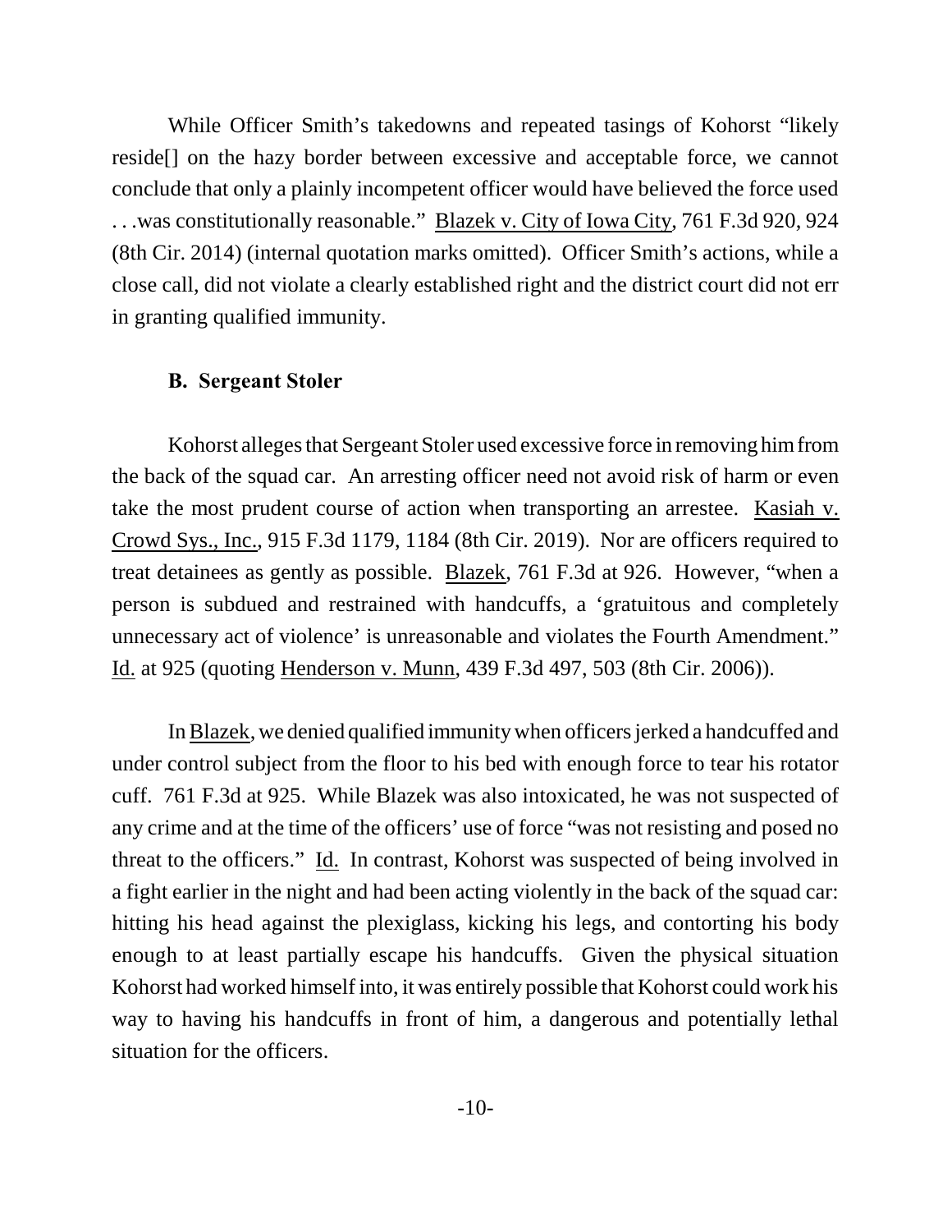While Officer Smith's takedowns and repeated tasings of Kohorst "likely reside[] on the hazy border between excessive and acceptable force, we cannot conclude that only a plainly incompetent officer would have believed the force used . . .was constitutionally reasonable." Blazek v. City of Iowa City, 761 F.3d 920, 924 (8th Cir. 2014) (internal quotation marks omitted). Officer Smith's actions, while a close call, did not violate a clearly established right and the district court did not err in granting qualified immunity.

### B. Sergeant Stoler

Kohorst alleges that Sergeant Stoler used excessive force in removing him from the back of the squad car. An arresting officer need not avoid risk of harm or even take the most prudent course of action when transporting an arrestee. Kasiah v. Crowd Sys., Inc., 915 F.3d 1179, 1184 (8th Cir. 2019). Nor are officers required to treat detainees as gently as possible. Blazek, 761 F.3d at 926. However, "when a person is subdued and restrained with handcuffs, a 'gratuitous and completely unnecessary act of violence' is unreasonable and violates the Fourth Amendment." Id. at 925 (quoting Henderson v. Munn, 439 F.3d 497, 503 (8th Cir. 2006)).

In Blazek, we denied qualified immunity when officers jerked a handcuffed and under control subject from the floor to his bed with enough force to tear his rotator cuff. 761 F.3d at 925. While Blazek was also intoxicated, he was not suspected of any crime and at the time of the officers' use of force "was not resisting and posed no threat to the officers." Id. In contrast, Kohorst was suspected of being involved in a fight earlier in the night and had been acting violently in the back of the squad car: hitting his head against the plexiglass, kicking his legs, and contorting his body enough to at least partially escape his handcuffs. Given the physical situation Kohorst had worked himself into, it was entirely possible that Kohorst could work his way to having his handcuffs in front of him, a dangerous and potentially lethal situation for the officers.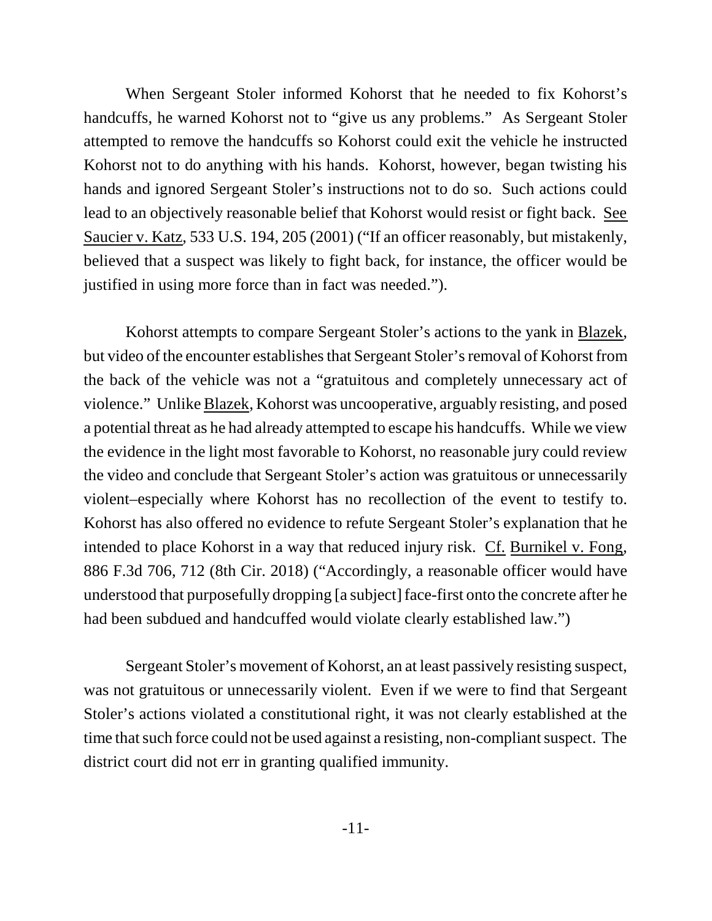When Sergeant Stoler informed Kohorst that he needed to fix Kohorst's handcuffs, he warned Kohorst not to "give us any problems." As Sergeant Stoler attempted to remove the handcuffs so Kohorst could exit the vehicle he instructed Kohorst not to do anything with his hands. Kohorst, however, began twisting his hands and ignored Sergeant Stoler's instructions not to do so. Such actions could lead to an objectively reasonable belief that Kohorst would resist or fight back. See Saucier v. Katz, 533 U.S. 194, 205 (2001) ("If an officer reasonably, but mistakenly, believed that a suspect was likely to fight back, for instance, the officer would be justified in using more force than in fact was needed.").

Kohorst attempts to compare Sergeant Stoler's actions to the yank in Blazek, but video of the encounter establishes that Sergeant Stoler's removal of Kohorst from the back of the vehicle was not a "gratuitous and completely unnecessary act of violence." Unlike Blazek, Kohorst was uncooperative, arguably resisting, and posed a potential threat as he had already attempted to escape his handcuffs. While we view the evidence in the light most favorable to Kohorst, no reasonable jury could review the video and conclude that Sergeant Stoler's action was gratuitous or unnecessarily violent–especially where Kohorst has no recollection of the event to testify to. Kohorst has also offered no evidence to refute Sergeant Stoler's explanation that he intended to place Kohorst in a way that reduced injury risk. Cf. Burnikel v. Fong, 886 F.3d 706, 712 (8th Cir. 2018) ("Accordingly, a reasonable officer would have understood that purposefully dropping [a subject] face-first onto the concrete after he had been subdued and handcuffed would violate clearly established law.")

Sergeant Stoler's movement of Kohorst, an at least passively resisting suspect, was not gratuitous or unnecessarily violent. Even if we were to find that Sergeant Stoler's actions violated a constitutional right, it was not clearly established at the time that such force could not be used against a resisting, non-compliant suspect. The district court did not err in granting qualified immunity.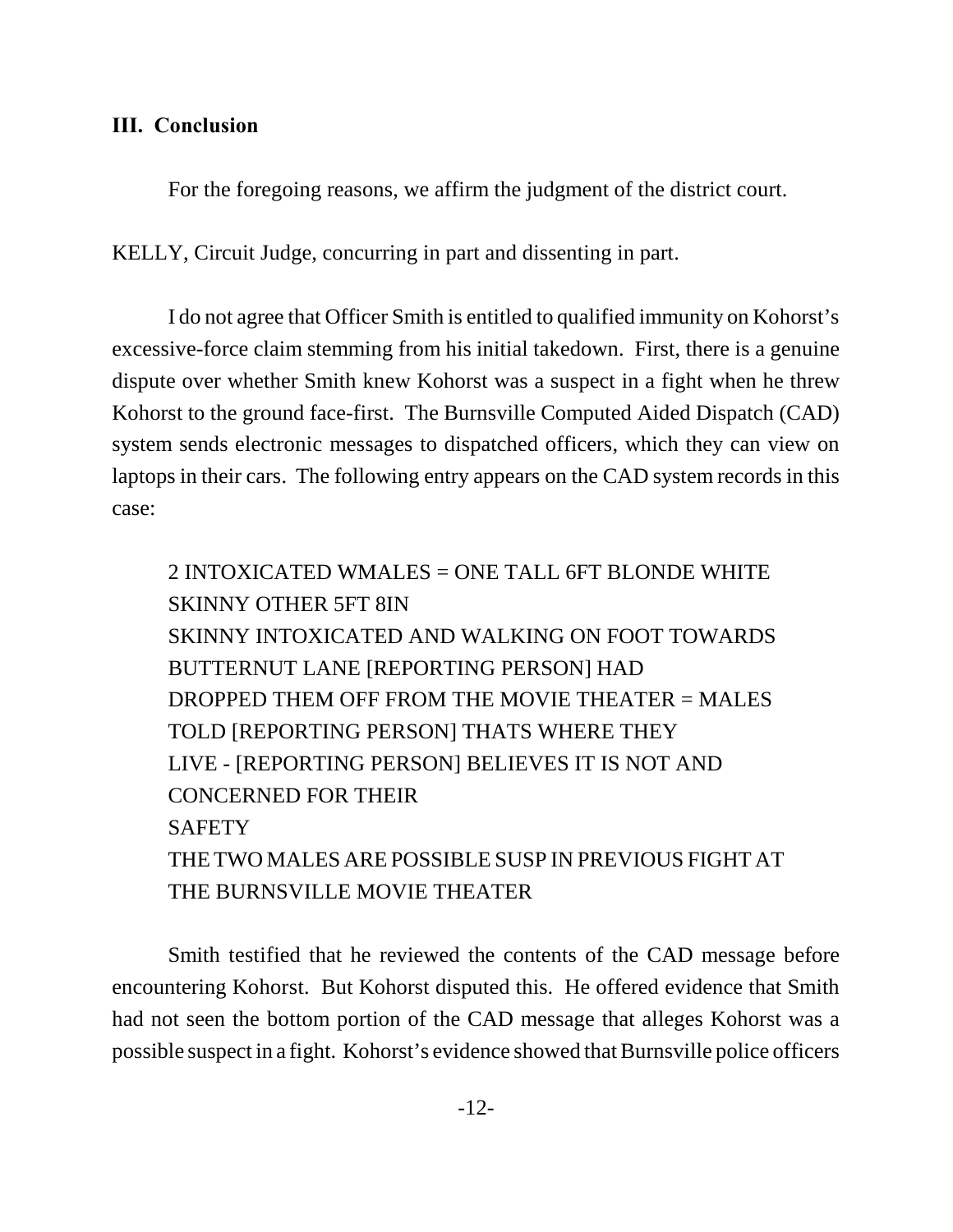## III. Conclusion

For the foregoing reasons, we affirm the judgment of the district court.

KELLY, Circuit Judge, concurring in part and dissenting in part.

I do not agree that Officer Smith is entitled to qualified immunity on Kohorst's excessive-force claim stemming from his initial takedown. First, there is a genuine dispute over whether Smith knew Kohorst was a suspect in a fight when he threw Kohorst to the ground face-first. The Burnsville Computed Aided Dispatch (CAD) system sends electronic messages to dispatched officers, which they can view on laptops in their cars. The following entry appears on the CAD system records in this case:

> 2 INTOXICATED WMALES = ONE TALL 6FT BLONDE WHITE
> SKINNY OTHER 5FT 8IN
> SKINNY INTOXICATED AND WALKING ON FOOT TOWARDS
> BUTTERNUT LANE [REPORTING PERSON] HAD
> DROPPED THEM OFF FROM THE MOVIE THEATER = MALES
> TOLD [REPORTING PERSON] THATS WHERE THEY
> LIVE - [REPORTING PERSON] BELIEVES IT IS NOT AND
> CONCERNED FOR THEIR
> SAFETY
> THE TWO MALES ARE POSSIBLE SUSP IN PREVIOUS FIGHT AT
> THE BURNSVILLE MOVIE THEATER

Smith testified that he reviewed the contents of the CAD message before encountering Kohorst. But Kohorst disputed this. He offered evidence that Smith had not seen the bottom portion of the CAD message that alleges Kohorst was a possible suspect in a fight. Kohorst's evidence showed that Burnsville police officers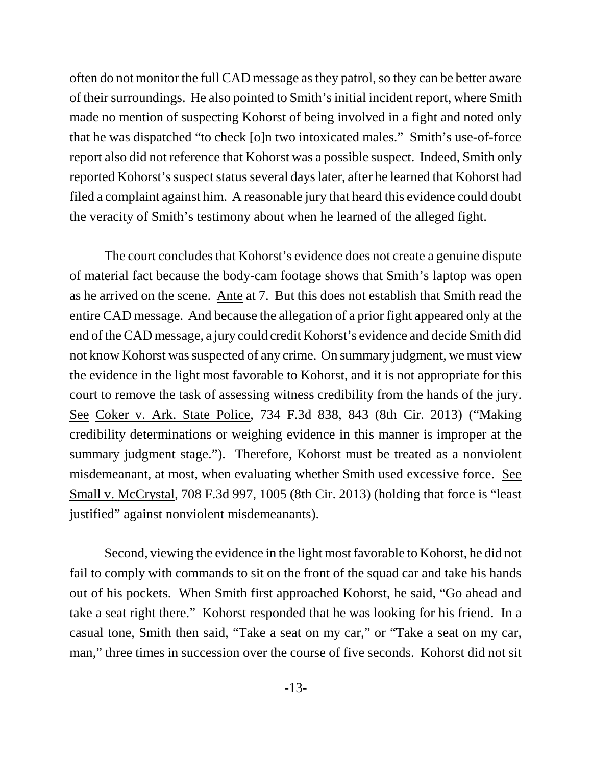often do not monitor the full CAD message as they patrol, so they can be better aware of their surroundings. He also pointed to Smith's initial incident report, where Smith made no mention of suspecting Kohorst of being involved in a fight and noted only that he was dispatched "to check [o]n two intoxicated males." Smith's use-of-force report also did not reference that Kohorst was a possible suspect. Indeed, Smith only reported Kohorst's suspect status several days later, after he learned that Kohorst had filed a complaint against him. A reasonable jury that heard this evidence could doubt the veracity of Smith's testimony about when he learned of the alleged fight.

The court concludes that Kohorst's evidence does not create a genuine dispute of material fact because the body-cam footage shows that Smith's laptop was open as he arrived on the scene. Ante at 7. But this does not establish that Smith read the entire CAD message. And because the allegation of a prior fight appeared only at the end of the CAD message, a jury could credit Kohorst's evidence and decide Smith did not know Kohorst was suspected of any crime. On summary judgment, we must view the evidence in the light most favorable to Kohorst, and it is not appropriate for this court to remove the task of assessing witness credibility from the hands of the jury. See Coker v. Ark. State Police, 734 F.3d 838, 843 (8th Cir. 2013) ("Making credibility determinations or weighing evidence in this manner is improper at the summary judgment stage."). Therefore, Kohorst must be treated as a nonviolent misdemeanant, at most, when evaluating whether Smith used excessive force. See Small v. McCrystal, 708 F.3d 997, 1005 (8th Cir. 2013) (holding that force is "least justified" against nonviolent misdemeanants).

Second, viewing the evidence in the light most favorable to Kohorst, he did not fail to comply with commands to sit on the front of the squad car and take his hands out of his pockets. When Smith first approached Kohorst, he said, "Go ahead and take a seat right there." Kohorst responded that he was looking for his friend. In a casual tone, Smith then said, "Take a seat on my car," or "Take a seat on my car, man," three times in succession over the course of five seconds. Kohorst did not sit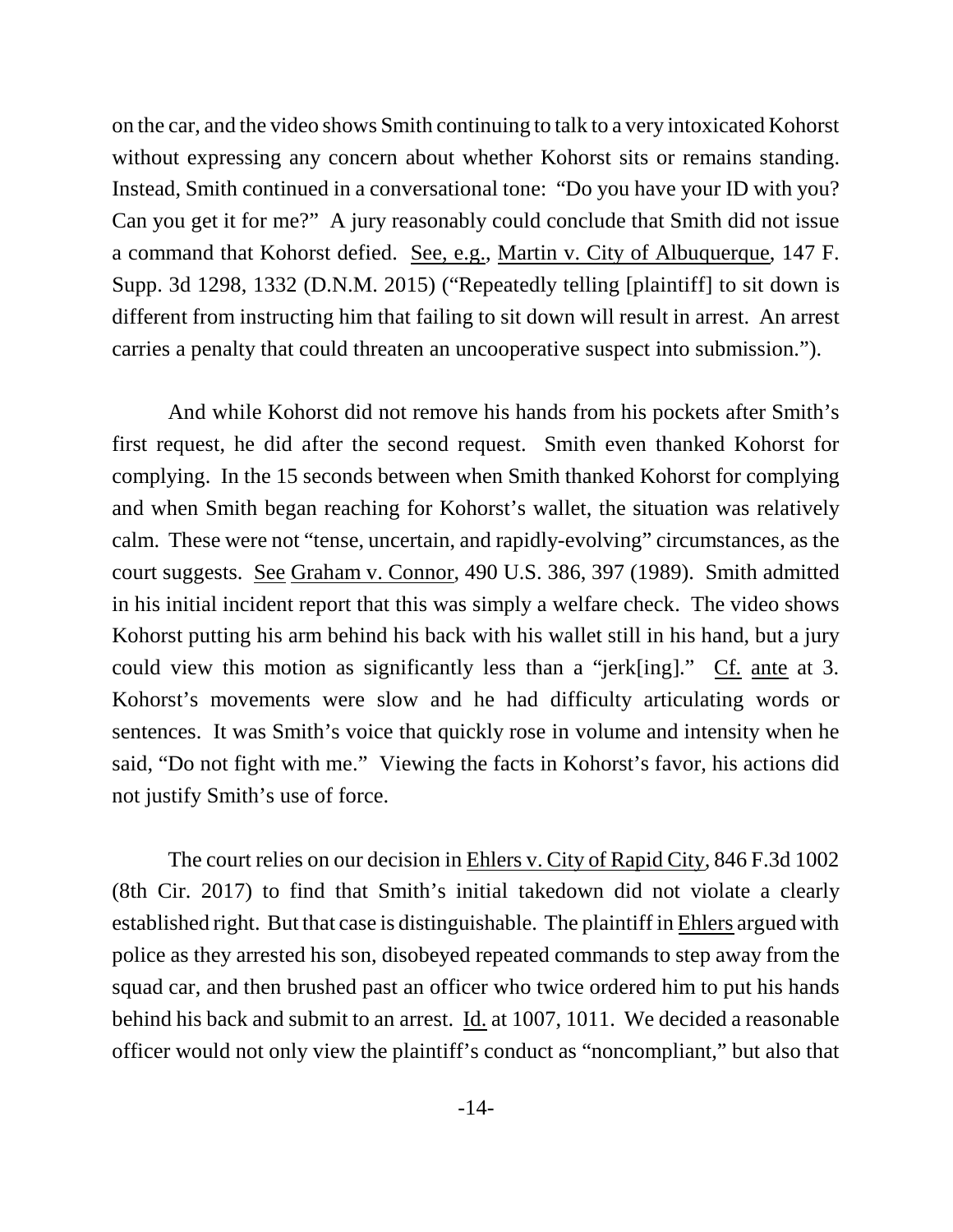on the car, and the video shows Smith continuing to talk to a very intoxicated Kohorst without expressing any concern about whether Kohorst sits or remains standing. Instead, Smith continued in a conversational tone: "Do you have your ID with you? Can you get it for me?" A jury reasonably could conclude that Smith did not issue a command that Kohorst defied. See, e.g., Martin v. City of Albuquerque, 147 F. Supp. 3d 1298, 1332 (D.N.M. 2015) ("Repeatedly telling [plaintiff] to sit down is different from instructing him that failing to sit down will result in arrest. An arrest carries a penalty that could threaten an uncooperative suspect into submission.").

And while Kohorst did not remove his hands from his pockets after Smith's first request, he did after the second request. Smith even thanked Kohorst for complying. In the 15 seconds between when Smith thanked Kohorst for complying and when Smith began reaching for Kohorst's wallet, the situation was relatively calm. These were not "tense, uncertain, and rapidly-evolving" circumstances, as the court suggests. See Graham v. Connor, 490 U.S. 386, 397 (1989). Smith admitted in his initial incident report that this was simply a welfare check. The video shows Kohorst putting his arm behind his back with his wallet still in his hand, but a jury could view this motion as significantly less than a "jerk[ing]." Cf. ante at 3. Kohorst's movements were slow and he had difficulty articulating words or sentences. It was Smith's voice that quickly rose in volume and intensity when he said, "Do not fight with me." Viewing the facts in Kohorst's favor, his actions did not justify Smith's use of force.

The court relies on our decision in Ehlers v. City of Rapid City, 846 F.3d 1002 (8th Cir. 2017) to find that Smith's initial takedown did not violate a clearly established right. But that case is distinguishable. The plaintiff in Ehlers argued with police as they arrested his son, disobeyed repeated commands to step away from the squad car, and then brushed past an officer who twice ordered him to put his hands behind his back and submit to an arrest. Id. at 1007, 1011. We decided a reasonable officer would not only view the plaintiff's conduct as "noncompliant," but also that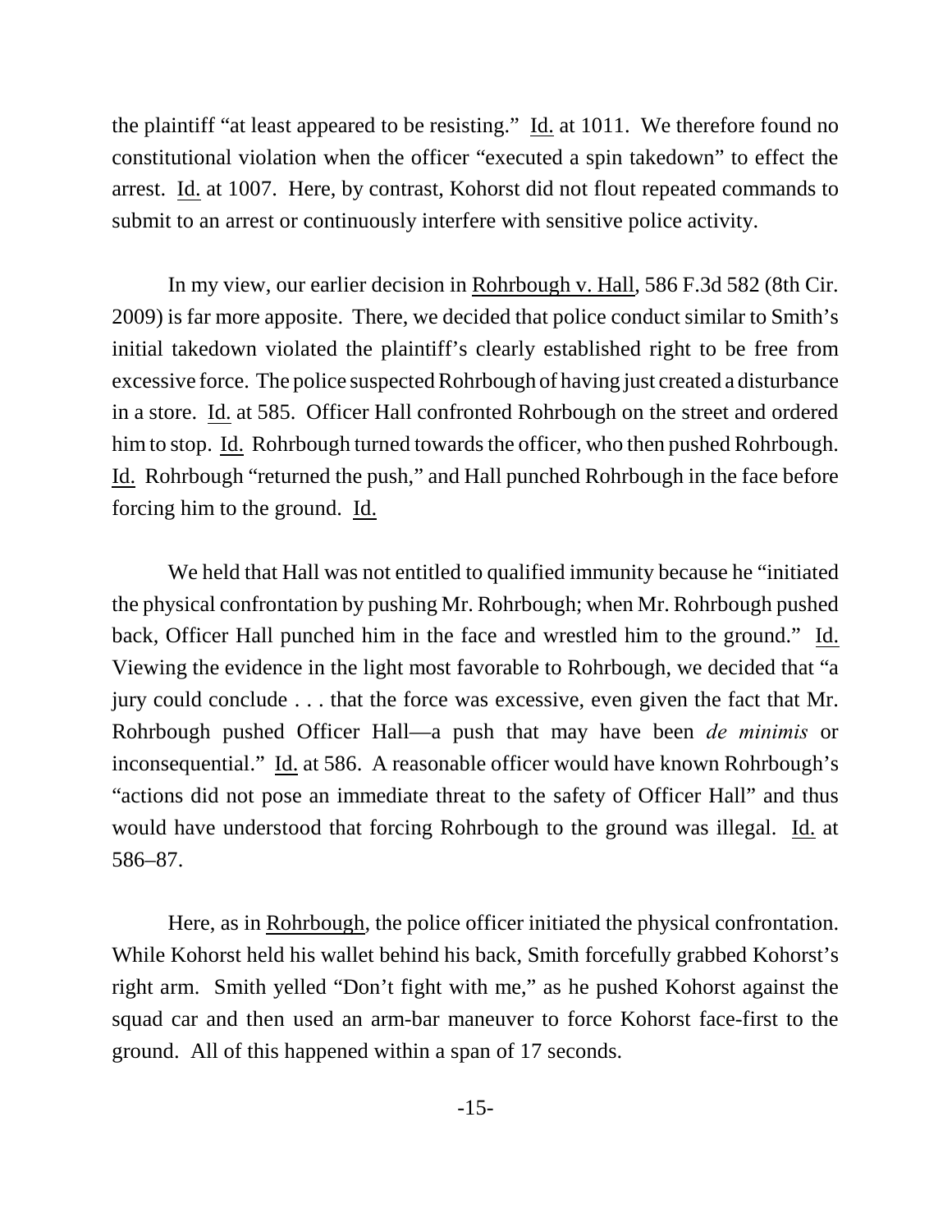the plaintiff "at least appeared to be resisting." Id. at 1011. We therefore found no constitutional violation when the officer "executed a spin takedown" to effect the arrest. Id. at 1007. Here, by contrast, Kohorst did not flout repeated commands to submit to an arrest or continuously interfere with sensitive police activity.

In my view, our earlier decision in Rohrbough v. Hall, 586 F.3d 582 (8th Cir. 2009) is far more apposite. There, we decided that police conduct similar to Smith's initial takedown violated the plaintiff's clearly established right to be free from excessive force. The police suspected Rohrbough of having just created a disturbance in a store. Id. at 585. Officer Hall confronted Rohrbough on the street and ordered him to stop. Id. Rohrbough turned towards the officer, who then pushed Rohrbough. Id. Rohrbough "returned the push," and Hall punched Rohrbough in the face before forcing him to the ground. Id.

We held that Hall was not entitled to qualified immunity because he "initiated the physical confrontation by pushing Mr. Rohrbough; when Mr. Rohrbough pushed back, Officer Hall punched him in the face and wrestled him to the ground." Id. Viewing the evidence in the light most favorable to Rohrbough, we decided that "a jury could conclude . . . that the force was excessive, even given the fact that Mr. Rohrbough pushed Officer Hall—a push that may have been *de minimis* or inconsequential." Id. at 586. A reasonable officer would have known Rohrbough's "actions did not pose an immediate threat to the safety of Officer Hall" and thus would have understood that forcing Rohrbough to the ground was illegal. Id. at 586–87.

Here, as in Rohrbough, the police officer initiated the physical confrontation. While Kohorst held his wallet behind his back, Smith forcefully grabbed Kohorst's right arm. Smith yelled "Don't fight with me," as he pushed Kohorst against the squad car and then used an arm-bar maneuver to force Kohorst face-first to the ground. All of this happened within a span of 17 seconds.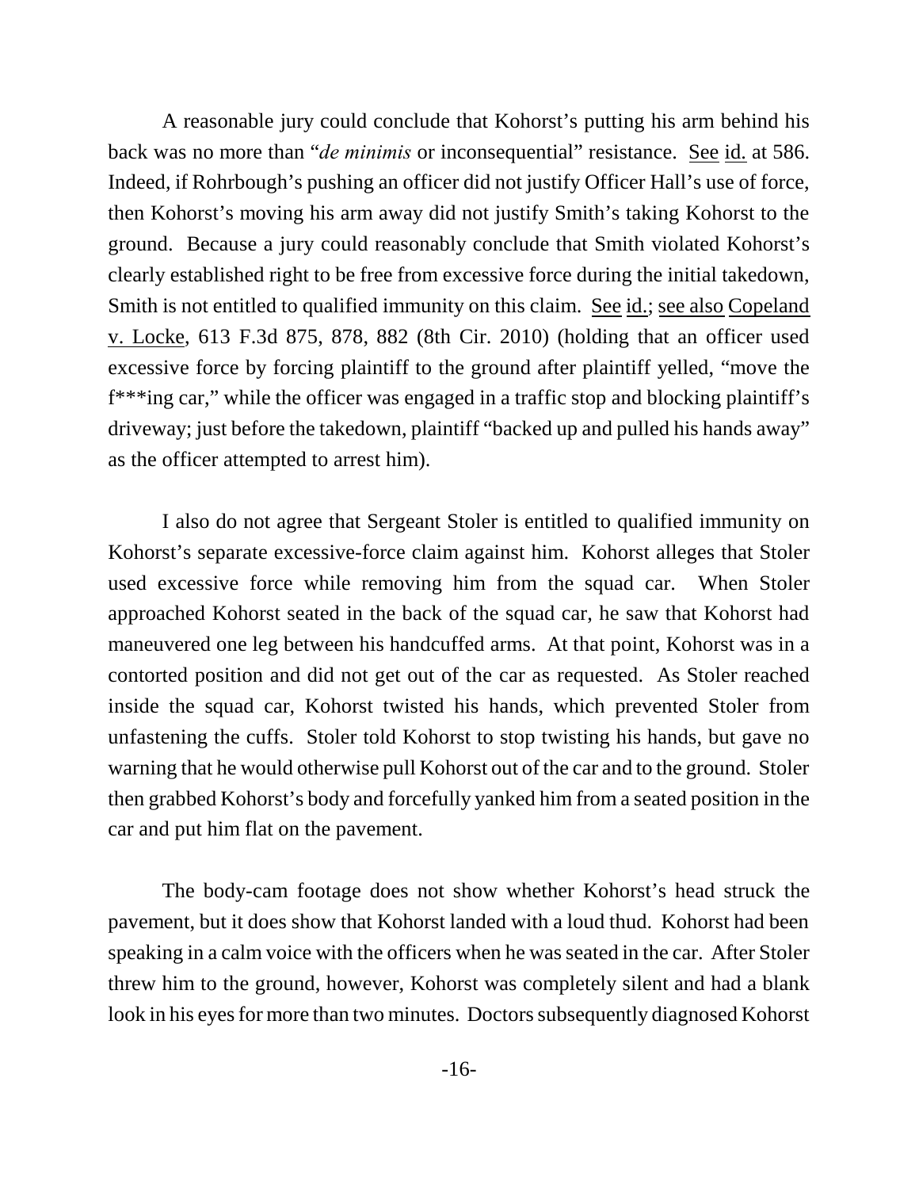A reasonable jury could conclude that Kohorst's putting his arm behind his back was no more than "*de minimis* or inconsequential" resistance. See id. at 586. Indeed, if Rohrbough's pushing an officer did not justify Officer Hall's use of force, then Kohorst's moving his arm away did not justify Smith's taking Kohorst to the ground. Because a jury could reasonably conclude that Smith violated Kohorst's clearly established right to be free from excessive force during the initial takedown, Smith is not entitled to qualified immunity on this claim. See id.; see also Copeland v. Locke, 613 F.3d 875, 878, 882 (8th Cir. 2010) (holding that an officer used excessive force by forcing plaintiff to the ground after plaintiff yelled, "move the f***ing car," while the officer was engaged in a traffic stop and blocking plaintiff's driveway; just before the takedown, plaintiff "backed up and pulled his hands away" as the officer attempted to arrest him).

I also do not agree that Sergeant Stoler is entitled to qualified immunity on Kohorst's separate excessive-force claim against him. Kohorst alleges that Stoler used excessive force while removing him from the squad car. When Stoler approached Kohorst seated in the back of the squad car, he saw that Kohorst had maneuvered one leg between his handcuffed arms. At that point, Kohorst was in a contorted position and did not get out of the car as requested. As Stoler reached inside the squad car, Kohorst twisted his hands, which prevented Stoler from unfastening the cuffs. Stoler told Kohorst to stop twisting his hands, but gave no warning that he would otherwise pull Kohorst out of the car and to the ground. Stoler then grabbed Kohorst's body and forcefully yanked him from a seated position in the car and put him flat on the pavement.

The body-cam footage does not show whether Kohorst's head struck the pavement, but it does show that Kohorst landed with a loud thud. Kohorst had been speaking in a calm voice with the officers when he was seated in the car. After Stoler threw him to the ground, however, Kohorst was completely silent and had a blank look in his eyes for more than two minutes. Doctors subsequently diagnosed Kohorst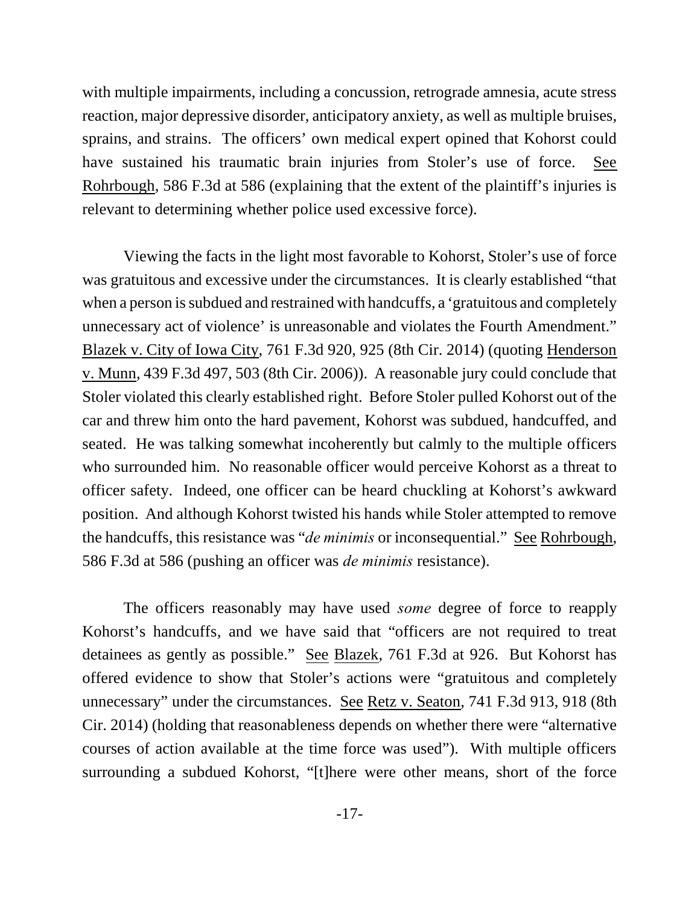with multiple impairments, including a concussion, retrograde amnesia, acute stress reaction, major depressive disorder, anticipatory anxiety, as well as multiple bruises, sprains, and strains. The officers' own medical expert opined that Kohorst could have sustained his traumatic brain injuries from Stoler's use of force. See Rohrbough, 586 F.3d at 586 (explaining that the extent of the plaintiff's injuries is relevant to determining whether police used excessive force).

Viewing the facts in the light most favorable to Kohorst, Stoler's use of force was gratuitous and excessive under the circumstances. It is clearly established "that when a person is subdued and restrained with handcuffs, a 'gratuitous and completely unnecessary act of violence' is unreasonable and violates the Fourth Amendment." Blazek v. City of Iowa City, 761 F.3d 920, 925 (8th Cir. 2014) (quoting Henderson v. Munn, 439 F.3d 497, 503 (8th Cir. 2006)). A reasonable jury could conclude that Stoler violated this clearly established right. Before Stoler pulled Kohorst out of the car and threw him onto the hard pavement, Kohorst was subdued, handcuffed, and seated. He was talking somewhat incoherently but calmly to the multiple officers who surrounded him. No reasonable officer would perceive Kohorst as a threat to officer safety. Indeed, one officer can be heard chuckling at Kohorst's awkward position. And although Kohorst twisted his hands while Stoler attempted to remove the handcuffs, this resistance was "*de minimis* or inconsequential." See Rohrbough, 586 F.3d at 586 (pushing an officer was *de minimis* resistance).

The officers reasonably may have used *some* degree of force to reapply Kohorst's handcuffs, and we have said that "officers are not required to treat detainees as gently as possible." See Blazek, 761 F.3d at 926. But Kohorst has offered evidence to show that Stoler's actions were "gratuitous and completely unnecessary" under the circumstances. See Retz v. Seaton, 741 F.3d 913, 918 (8th Cir. 2014) (holding that reasonableness depends on whether there were "alternative courses of action available at the time force was used"). With multiple officers surrounding a subdued Kohorst, "[t]here were other means, short of the force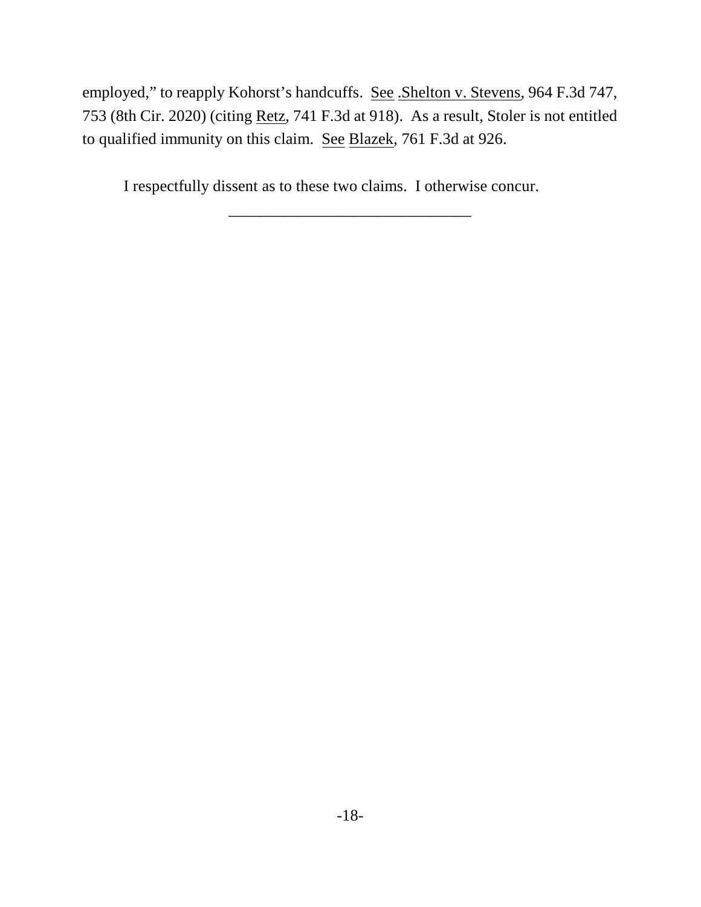employed," to reapply Kohorst's handcuffs. See .Shelton v. Stevens, 964 F.3d 747, 753 (8th Cir. 2020) (citing Retz, 741 F.3d at 918). As a result, Stoler is not entitled to qualified immunity on this claim. See Blazek, 761 F.3d at 926.

I respectfully dissent as to these two claims. I otherwise concur.

______________________________